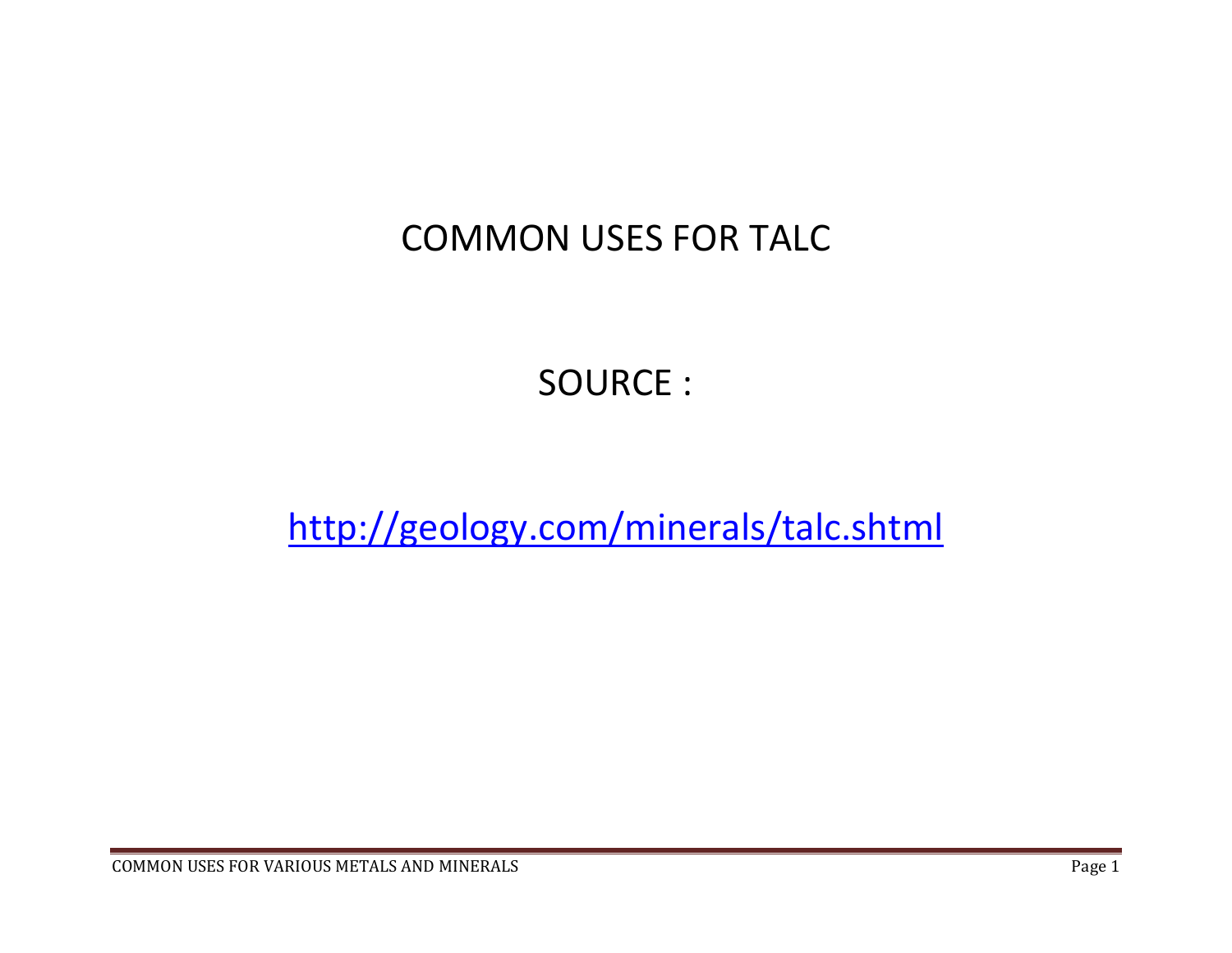# COMMON USES FOR TALC

SOURCE :

[http://geology.com/minerals/talc.shtml](http://geology.com/minerals/talc.shtml)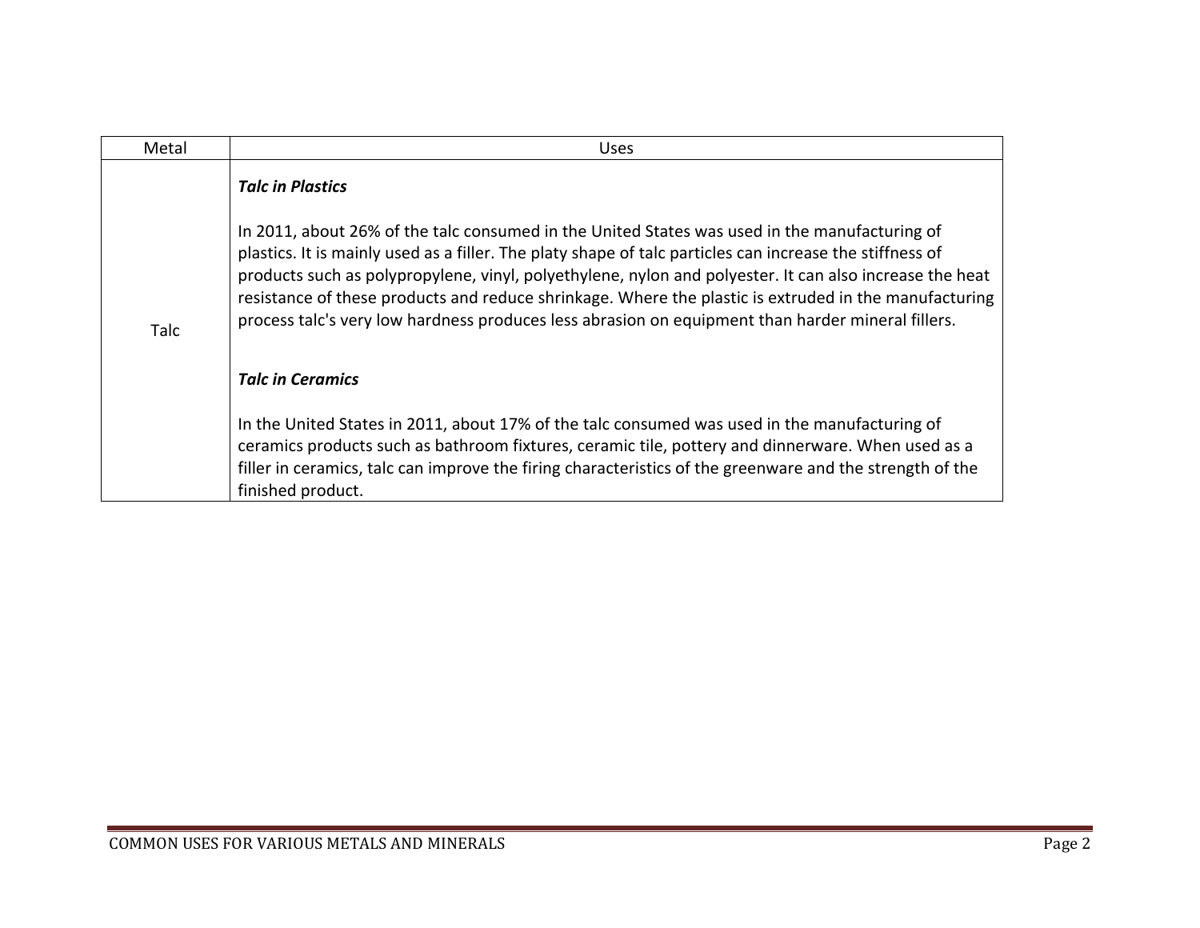| Metal | Uses |
|---|---|
| Talc | ***Talc in Plastics***<br><br>In 2011, about 26% of the talc consumed in the United States was used in the manufacturing of plastics. It is mainly used as a filler. The platy shape of talc particles can increase the stiffness of products such as polypropylene, vinyl, polyethylene, nylon and polyester. It can also increase the heat resistance of these products and reduce shrinkage. Where the plastic is extruded in the manufacturing process talc's very low hardness produces less abrasion on equipment than harder mineral fillers.<br><br>***Talc in Ceramics***<br><br>In the United States in 2011, about 17% of the talc consumed was used in the manufacturing of ceramics products such as bathroom fixtures, ceramic tile, pottery and dinnerware. When used as a filler in ceramics, talc can improve the firing characteristics of the greenware and the strength of the finished product. |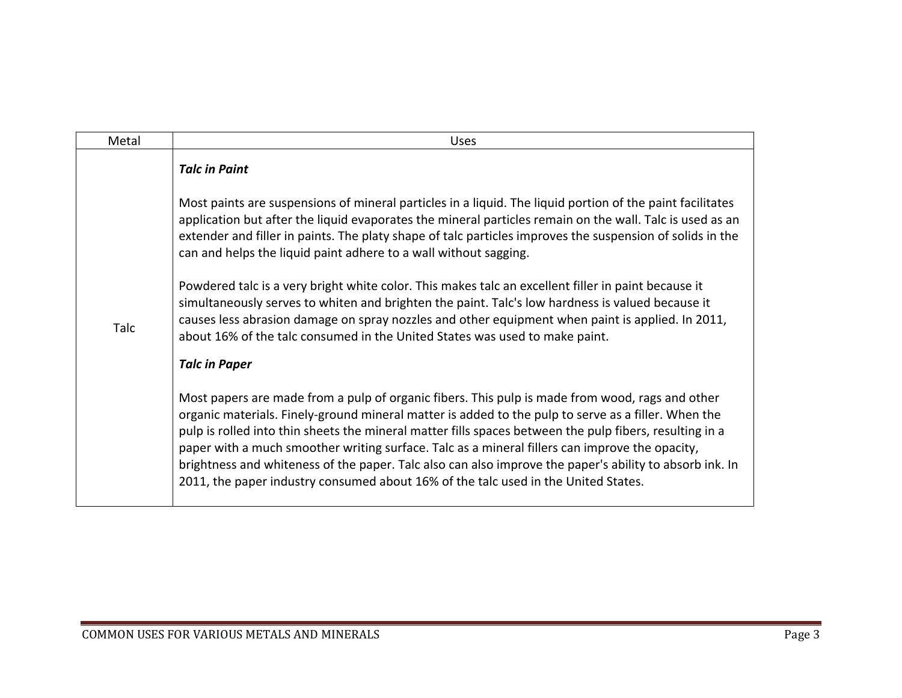| Metal | Uses |
|---|---|
| Talc | ***Talc in Paint***<br><br>Most paints are suspensions of mineral particles in a liquid. The liquid portion of the paint facilitates application but after the liquid evaporates the mineral particles remain on the wall. Talc is used as an extender and filler in paints. The platy shape of talc particles improves the suspension of solids in the can and helps the liquid paint adhere to a wall without sagging.<br><br>Powdered talc is a very bright white color. This makes talc an excellent filler in paint because it simultaneously serves to whiten and brighten the paint. Talc's low hardness is valued because it causes less abrasion damage on spray nozzles and other equipment when paint is applied. In 2011, about 16% of the talc consumed in the United States was used to make paint.<br><br>***Talc in Paper***<br><br>Most papers are made from a pulp of organic fibers. This pulp is made from wood, rags and other organic materials. Finely-ground mineral matter is added to the pulp to serve as a filler. When the pulp is rolled into thin sheets the mineral matter fills spaces between the pulp fibers, resulting in a paper with a much smoother writing surface. Talc as a mineral fillers can improve the opacity, brightness and whiteness of the paper. Talc also can also improve the paper's ability to absorb ink. In 2011, the paper industry consumed about 16% of the talc used in the United States. |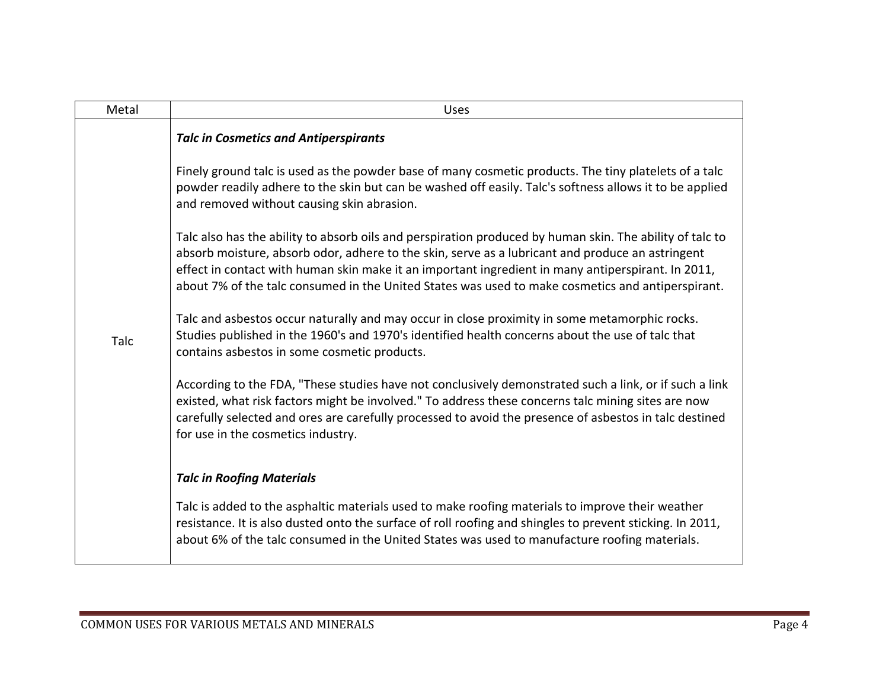| Metal | Uses |
|---|---|
| Talc | ***Talc in Cosmetics and Antiperspirants*** <br><br> Finely ground talc is used as the powder base of many cosmetic products. The tiny platelets of a talc powder readily adhere to the skin but can be washed off easily. Talc's softness allows it to be applied and removed without causing skin abrasion. <br><br> Talc also has the ability to absorb oils and perspiration produced by human skin. The ability of talc to absorb moisture, absorb odor, adhere to the skin, serve as a lubricant and produce an astringent effect in contact with human skin make it an important ingredient in many antiperspirant. In 2011, about 7% of the talc consumed in the United States was used to make cosmetics and antiperspirant. <br><br> Talc and asbestos occur naturally and may occur in close proximity in some metamorphic rocks. Studies published in the 1960's and 1970's identified health concerns about the use of talc that contains asbestos in some cosmetic products. <br><br> According to the FDA, "These studies have not conclusively demonstrated such a link, or if such a link existed, what risk factors might be involved." To address these concerns talc mining sites are now carefully selected and ores are carefully processed to avoid the presence of asbestos in talc destined for use in the cosmetics industry. <br><br> ***Talc in Roofing Materials*** <br><br> Talc is added to the asphaltic materials used to make roofing materials to improve their weather resistance. It is also dusted onto the surface of roll roofing and shingles to prevent sticking. In 2011, about 6% of the talc consumed in the United States was used to manufacture roofing materials. |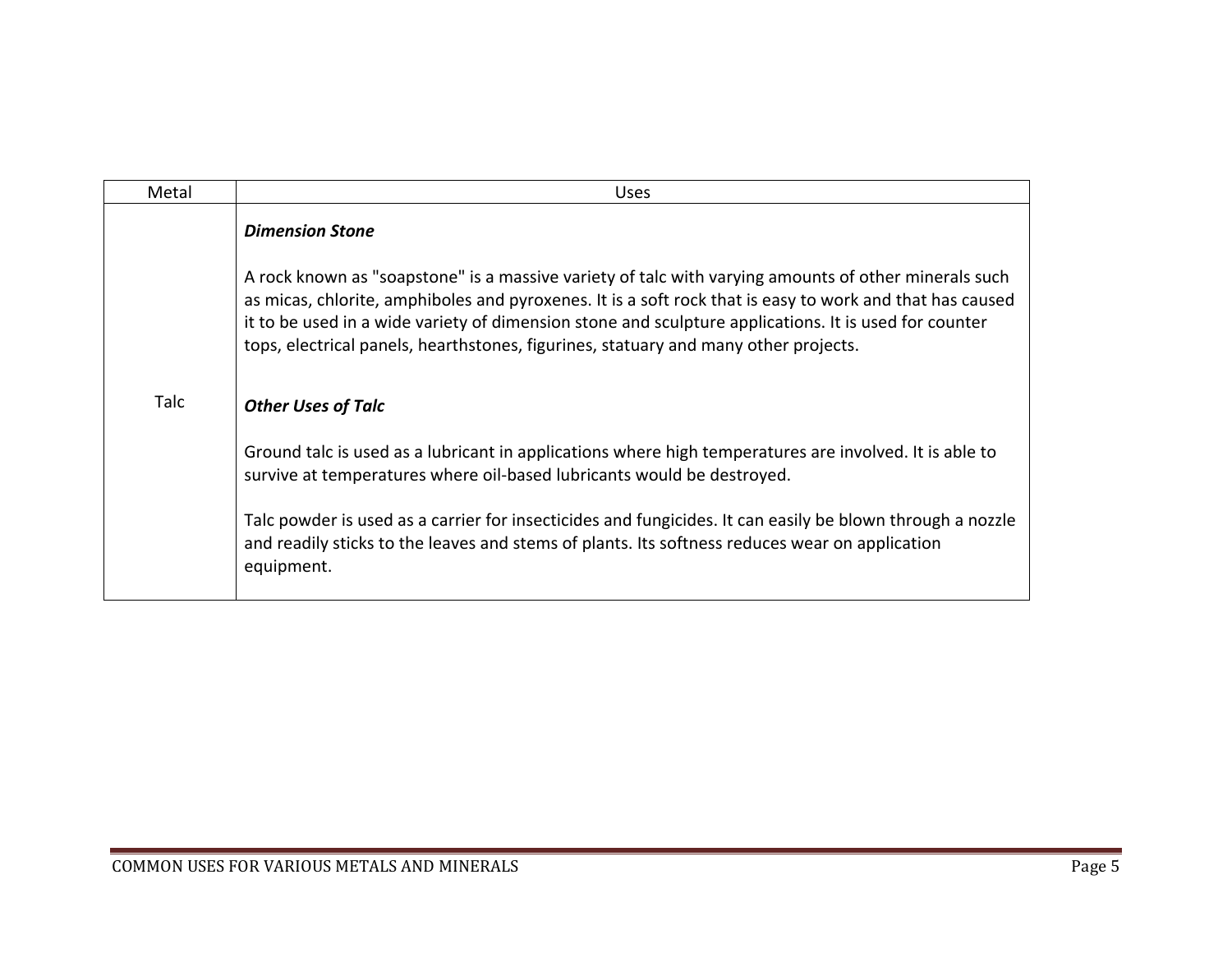| Metal | Uses |
|---|---|
| Talc | ***Dimension Stone***<br><br>A rock known as "soapstone" is a massive variety of talc with varying amounts of other minerals such as micas, chlorite, amphiboles and pyroxenes. It is a soft rock that is easy to work and that has caused it to be used in a wide variety of dimension stone and sculpture applications. It is used for counter tops, electrical panels, hearthstones, figurines, statuary and many other projects.<br><br>***Other Uses of Talc***<br><br>Ground talc is used as a lubricant in applications where high temperatures are involved. It is able to survive at temperatures where oil-based lubricants would be destroyed.<br><br>Talc powder is used as a carrier for insecticides and fungicides. It can easily be blown through a nozzle and readily sticks to the leaves and stems of plants. Its softness reduces wear on application equipment. |